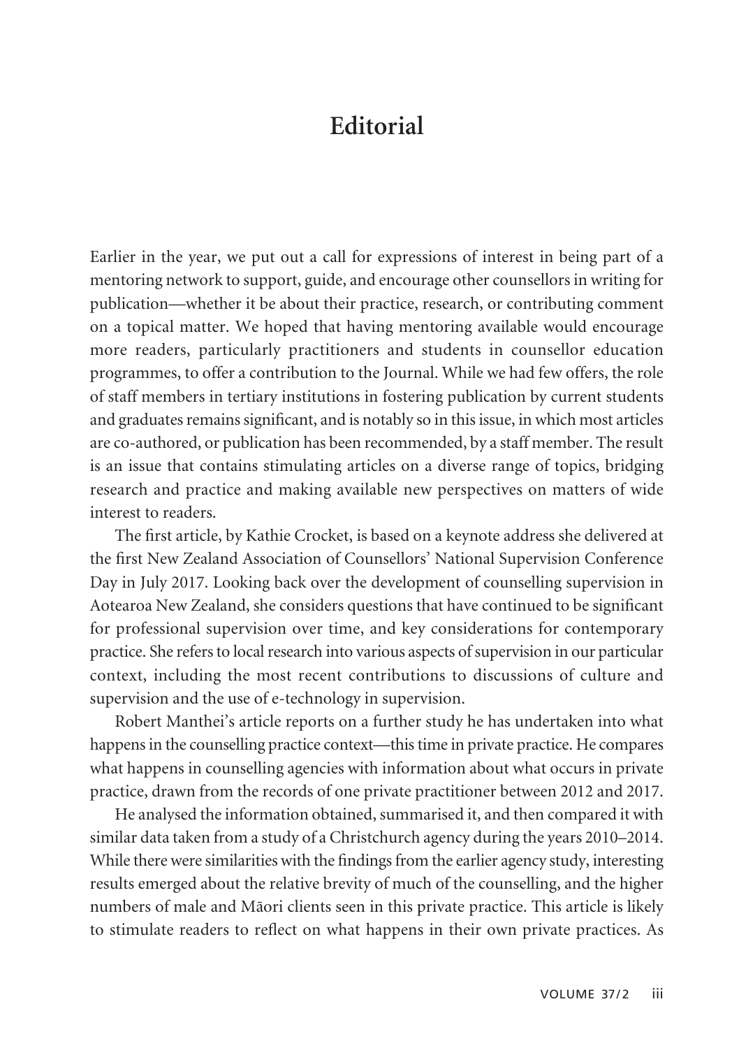# Editorial

Earlier in the year, we put out a call for expressions of interest in being part of a mentoring network to support, guide, and encourage other counsellors in writing for publication—whether it be about their practice, research, or contributing comment on a topical matter. We hoped that having mentoring available would encourage more readers, particularly practitioners and students in counsellor education programmes, to offer a contribution to the Journal. While we had few offers, the role of staff members in tertiary institutions in fostering publication by current students and graduates remains significant, and is notably so in this issue, in which most articles are co-authored, or publication has been recommended, by a staff member. The result is an issue that contains stimulating articles on a diverse range of topics, bridging research and practice and making available new perspectives on matters of wide interest to readers.

The first article, by Kathie Crocket, is based on a keynote address she delivered at the first New Zealand Association of Counsellors' National Supervision Conference Day in July 2017. Looking back over the development of counselling supervision in Aotearoa New Zealand, she considers questions that have continued to be significant for professional supervision over time, and key considerations for contemporary practice. She refers to local research into various aspects of supervision in our particular context, including the most recent contributions to discussions of culture and supervision and the use of e-technology in supervision.

Robert Manthei's article reports on a further study he has undertaken into what happens in the counselling practice context—this time in private practice. He compares what happens in counselling agencies with information about what occurs in private practice, drawn from the records of one private practitioner between 2012 and 2017.

He analysed the information obtained, summarised it, and then compared it with similar data taken from a study of a Christchurch agency during the years 2010–2014. While there were similarities with the findings from the earlier agency study, interesting results emerged about the relative brevity of much of the counselling, and the higher numbers of male and Māori clients seen in this private practice. This article is likely to stimulate readers to reflect on what happens in their own private practices. As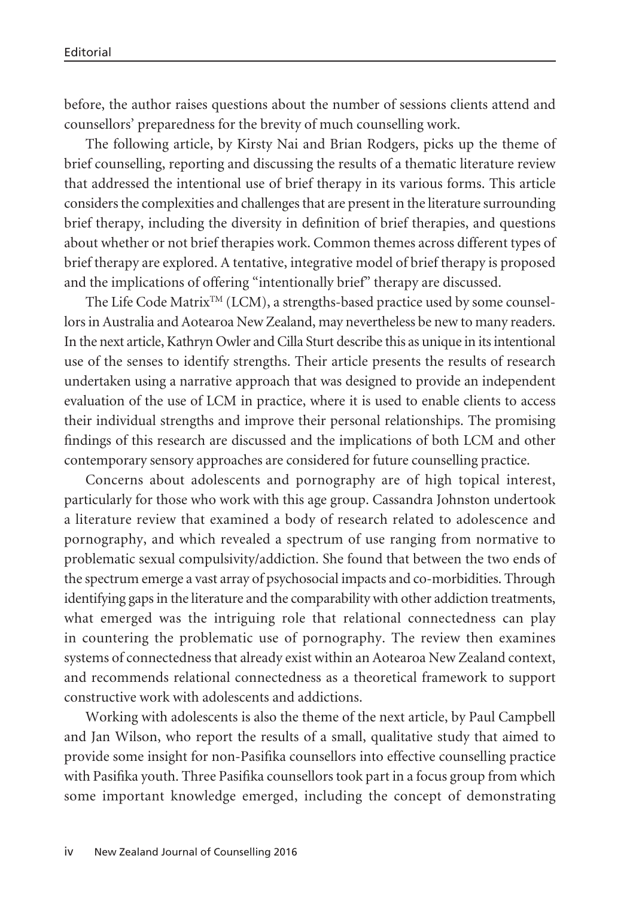before, the author raises questions about the number of sessions clients attend and counsellors' preparedness for the brevity of much counselling work.

The following article, by Kirsty Nai and Brian Rodgers, picks up the theme of brief counselling, reporting and discussing the results of a thematic literature review that addressed the intentional use of brief therapy in its various forms. This article considers the complexities and challenges that are present in the literature surrounding brief therapy, including the diversity in definition of brief therapies, and questions about whether or not brief therapies work. Common themes across different types of brief therapy are explored. A tentative, integrative model of brief therapy is proposed and the implications of offering "intentionally brief" therapy are discussed.

The Life Code Matrix$^{TM}$ (LCM), a strengths-based practice used by some counsellors in Australia and Aotearoa New Zealand, may nevertheless be new to many readers. In the next article, Kathryn Owler and Cilla Sturt describe this as unique in its intentional use of the senses to identify strengths. Their article presents the results of research undertaken using a narrative approach that was designed to provide an independent evaluation of the use of LCM in practice, where it is used to enable clients to access their individual strengths and improve their personal relationships. The promising findings of this research are discussed and the implications of both LCM and other contemporary sensory approaches are considered for future counselling practice.

Concerns about adolescents and pornography are of high topical interest, particularly for those who work with this age group. Cassandra Johnston undertook a literature review that examined a body of research related to adolescence and pornography, and which revealed a spectrum of use ranging from normative to problematic sexual compulsivity/addiction. She found that between the two ends of the spectrum emerge a vast array of psychosocial impacts and co-morbidities. Through identifying gaps in the literature and the comparability with other addiction treatments, what emerged was the intriguing role that relational connectedness can play in countering the problematic use of pornography. The review then examines systems of connectedness that already exist within an Aotearoa New Zealand context, and recommends relational connectedness as a theoretical framework to support constructive work with adolescents and addictions.

Working with adolescents is also the theme of the next article, by Paul Campbell and Jan Wilson, who report the results of a small, qualitative study that aimed to provide some insight for non-Pasifika counsellors into effective counselling practice with Pasifika youth. Three Pasifika counsellors took part in a focus group from which some important knowledge emerged, including the concept of demonstrating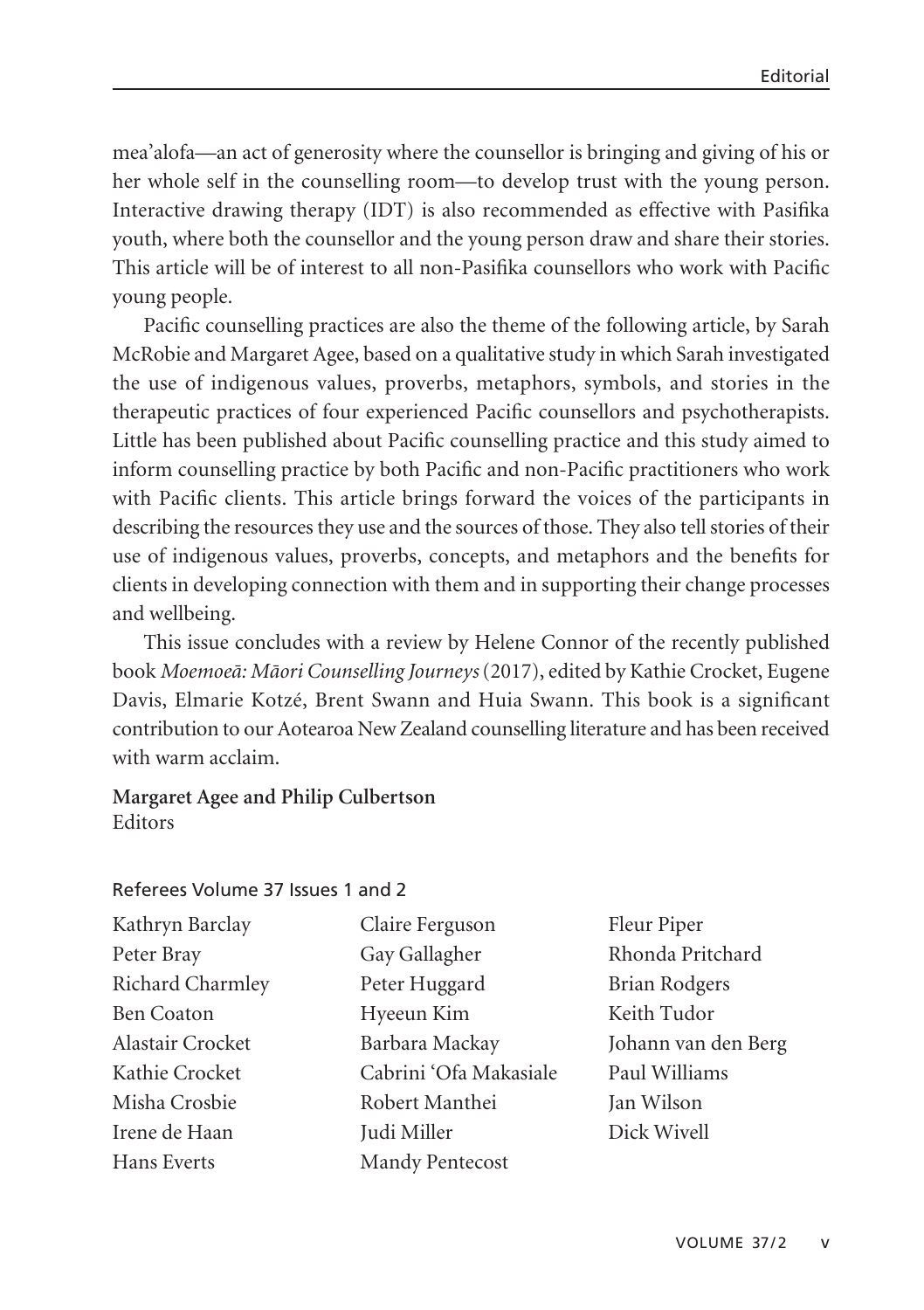mea'alofa—an act of generosity where the counsellor is bringing and giving of his or her whole self in the counselling room—to develop trust with the young person. Interactive drawing therapy (IDT) is also recommended as effective with Pasifika youth, where both the counsellor and the young person draw and share their stories. This article will be of interest to all non-Pasifika counsellors who work with Pacific young people.

Pacific counselling practices are also the theme of the following article, by Sarah McRobie and Margaret Agee, based on a qualitative study in which Sarah investigated the use of indigenous values, proverbs, metaphors, symbols, and stories in the therapeutic practices of four experienced Pacific counsellors and psychotherapists. Little has been published about Pacific counselling practice and this study aimed to inform counselling practice by both Pacific and non-Pacific practitioners who work with Pacific clients. This article brings forward the voices of the participants in describing the resources they use and the sources of those. They also tell stories of their use of indigenous values, proverbs, concepts, and metaphors and the benefits for clients in developing connection with them and in supporting their change processes and wellbeing.

This issue concludes with a review by Helene Connor of the recently published book *Moemoeā: Māori Counselling Journeys* (2017), edited by Kathie Crocket, Eugene Davis, Elmarie Kotzé, Brent Swann and Huia Swann. This book is a significant contribution to our Aotearoa New Zealand counselling literature and has been received with warm acclaim.

**Margaret Agee and Philip Culbertson**
Editors

## Referees Volume 37 Issues 1 and 2

Kathryn Barclay
Peter Bray
Richard Charmley
Ben Coaton
Alastair Crocket
Kathie Crocket
Misha Crosbie
Irene de Haan
Hans Everts
Claire Ferguson
Gay Gallagher
Peter Huggard
Hyeeun Kim
Barbara Mackay
Cabrini 'Ofa Makasiale
Robert Manthei
Judi Miller
Mandy Pentecost
Fleur Piper
Rhonda Pritchard
Brian Rodgers
Keith Tudor
Johann van den Berg
Paul Williams
Jan Wilson
Dick Wivell